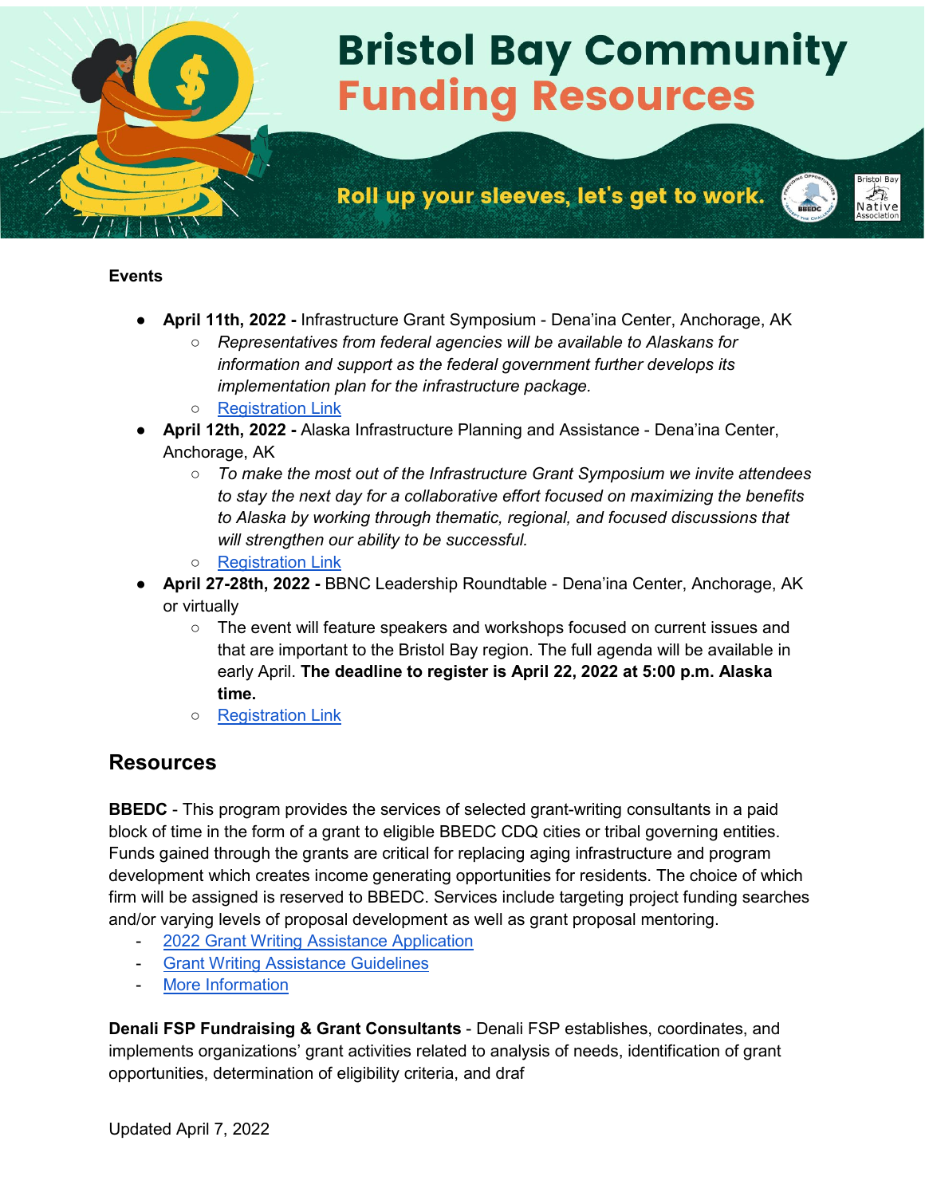# Bristol Bay Community Funding Resources

**Roll up your sleeves, let's get to work.**

**Events**

- **April 11th, 2022 -** Infrastructure Grant Symposium - Dena'ina Center, Anchorage, AK
  - *Representatives from federal agencies will be available to Alaskans for information and support as the federal government further develops its implementation plan for the infrastructure package.*
  - Registration Link
- **April 12th, 2022 -** Alaska Infrastructure Planning and Assistance - Dena'ina Center, Anchorage, AK
  - *To make the most out of the Infrastructure Grant Symposium we invite attendees to stay the next day for a collaborative effort focused on maximizing the benefits to Alaska by working through thematic, regional, and focused discussions that will strengthen our ability to be successful.*
  - Registration Link
- **April 27-28th, 2022 -** BBNC Leadership Roundtable - Dena'ina Center, Anchorage, AK or virtually
  - The event will feature speakers and workshops focused on current issues and that are important to the Bristol Bay region. The full agenda will be available in early April. **The deadline to register is April 22, 2022 at 5:00 p.m. Alaska time.**
  - Registration Link

## Resources

**BBEDC** - This program provides the services of selected grant-writing consultants in a paid block of time in the form of a grant to eligible BBEDC CDQ cities or tribal governing entities. Funds gained through the grants are critical for replacing aging infrastructure and program development which creates income generating opportunities for residents. The choice of which firm will be assigned is reserved to BBEDC. Services include targeting project funding searches and/or varying levels of proposal development as well as grant proposal mentoring.

- 2022 Grant Writing Assistance Application
- Grant Writing Assistance Guidelines
- More Information

**Denali FSP Fundraising & Grant Consultants** - Denali FSP establishes, coordinates, and implements organizations' grant activities related to analysis of needs, identification of grant opportunities, determination of eligibility criteria, and draf

Updated April 7, 2022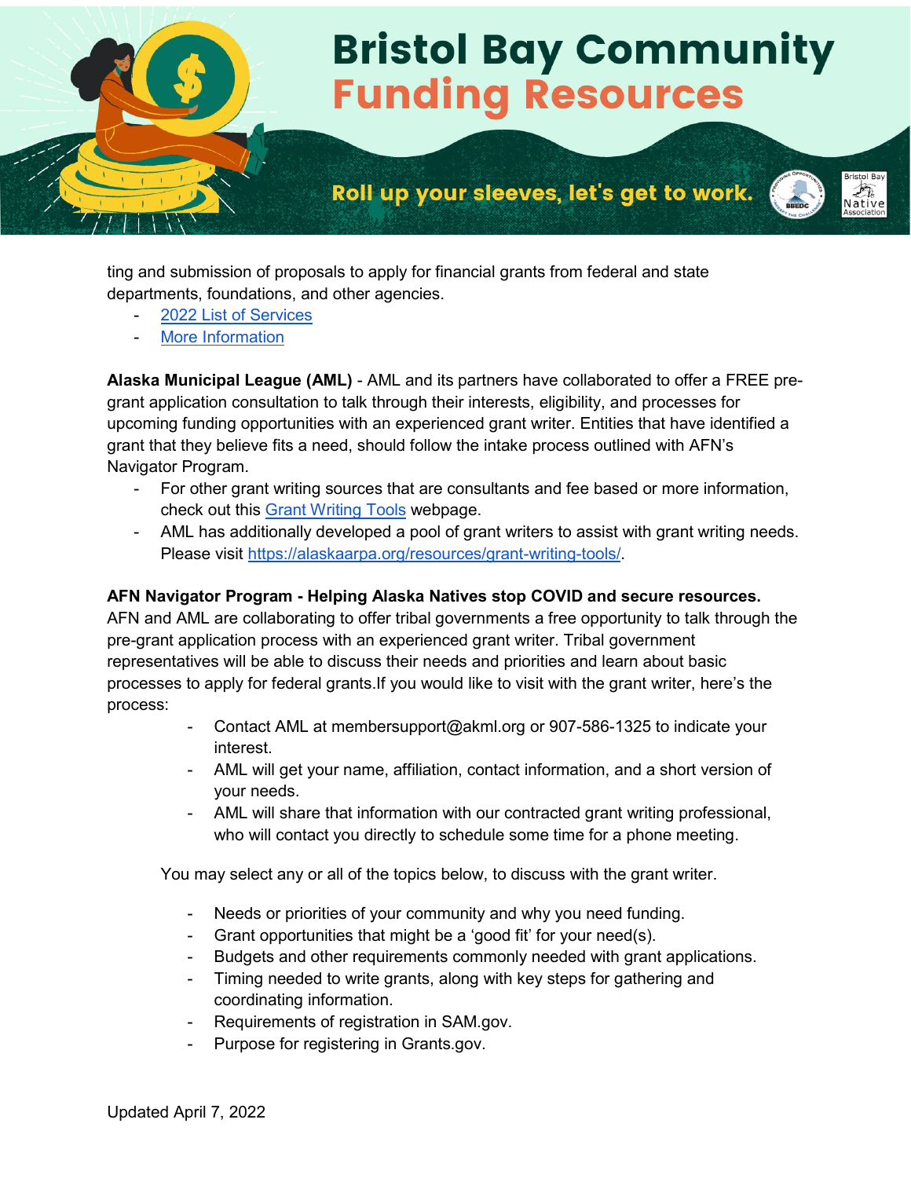ting and submission of proposals to apply for financial grants from federal and state departments, foundations, and other agencies.

- 2022 List of Services
- More Information

**Alaska Municipal League (AML)** - AML and its partners have collaborated to offer a FREE pre-grant application consultation to talk through their interests, eligibility, and processes for upcoming funding opportunities with an experienced grant writer. Entities that have identified a grant that they believe fits a need, should follow the intake process outlined with AFN's Navigator Program.

- For other grant writing sources that are consultants and fee based or more information, check out this Grant Writing Tools webpage.
- AML has additionally developed a pool of grant writers to assist with grant writing needs. Please visit https://alaskaarpa.org/resources/grant-writing-tools/.

**AFN Navigator Program - Helping Alaska Natives stop COVID and secure resources.**
AFN and AML are collaborating to offer tribal governments a free opportunity to talk through the pre-grant application process with an experienced grant writer. Tribal government representatives will be able to discuss their needs and priorities and learn about basic processes to apply for federal grants.If you would like to visit with the grant writer, here's the process:

- Contact AML at membersupport@akml.org or 907-586-1325 to indicate your interest.
- AML will get your name, affiliation, contact information, and a short version of your needs.
- AML will share that information with our contracted grant writing professional, who will contact you directly to schedule some time for a phone meeting.

You may select any or all of the topics below, to discuss with the grant writer.

- Needs or priorities of your community and why you need funding.
- Grant opportunities that might be a 'good fit' for your need(s).
- Budgets and other requirements commonly needed with grant applications.
- Timing needed to write grants, along with key steps for gathering and coordinating information.
- Requirements of registration in SAM.gov.
- Purpose for registering in Grants.gov.

Updated April 7, 2022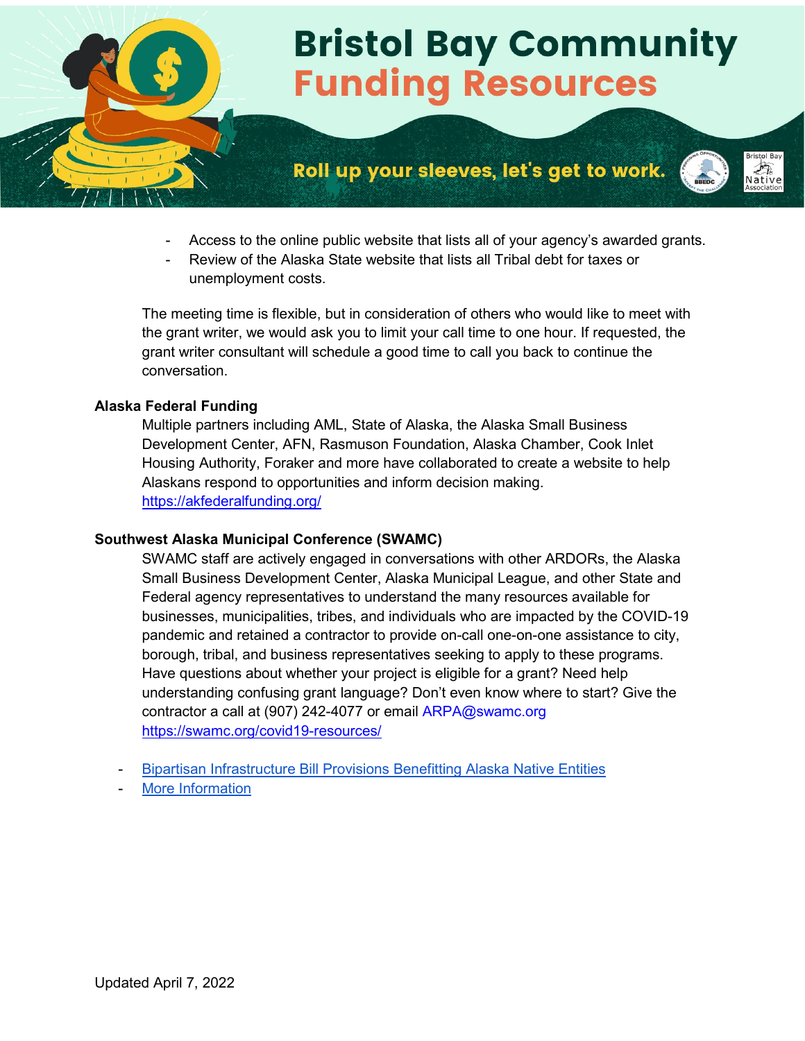- Access to the online public website that lists all of your agency's awarded grants.
- Review of the Alaska State website that lists all Tribal debt for taxes or unemployment costs.

The meeting time is flexible, but in consideration of others who would like to meet with the grant writer, we would ask you to limit your call time to one hour. If requested, the grant writer consultant will schedule a good time to call you back to continue the conversation.

**Alaska Federal Funding**

Multiple partners including AML, State of Alaska, the Alaska Small Business Development Center, AFN, Rasmuson Foundation, Alaska Chamber, Cook Inlet Housing Authority, Foraker and more have collaborated to create a website to help Alaskans respond to opportunities and inform decision making.
https://akfederalfunding.org/

**Southwest Alaska Municipal Conference (SWAMC)**

SWAMC staff are actively engaged in conversations with other ARDORs, the Alaska Small Business Development Center, Alaska Municipal League, and other State and Federal agency representatives to understand the many resources available for businesses, municipalities, tribes, and individuals who are impacted by the COVID-19 pandemic and retained a contractor to provide on-call one-on-one assistance to city, borough, tribal, and business representatives seeking to apply to these programs. Have questions about whether your project is eligible for a grant? Need help understanding confusing grant language? Don't even know where to start? Give the contractor a call at (907) 242-4077 or email ARPA@swamc.org
https://swamc.org/covid19-resources/

- Bipartisan Infrastructure Bill Provisions Benefitting Alaska Native Entities
- More Information

Updated April 7, 2022